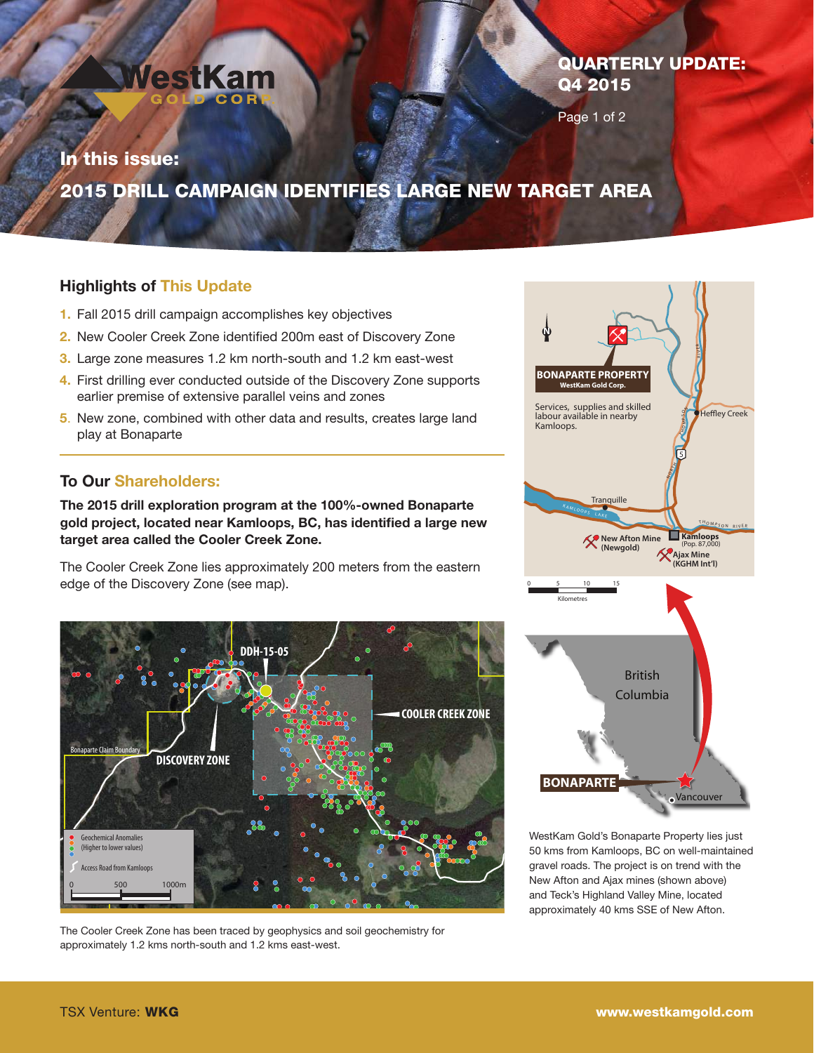# QUARTERLY UPDATE: Q4 2015

## In this issue:

## 2015 DRILL CAMPAIGN IDENTIFIES LARGE NEW TARGET AREA

### Highlights of This Update

1. Fall 2015 drill campaign accomplishes key objectives
2. New Cooler Creek Zone identified 200m east of Discovery Zone
3. Large zone measures 1.2 km north-south and 1.2 km east-west
4. First drilling ever conducted outside of the Discovery Zone supports earlier premise of extensive parallel veins and zones
5. New zone, combined with other data and results, creates large land play at Bonaparte

### To Our Shareholders:

**The 2015 drill exploration program at the 100%-owned Bonaparte gold project, located near Kamloops, BC, has identified a large new target area called the Cooler Creek Zone.**

The Cooler Creek Zone lies approximately 200 meters from the eastern edge of the Discovery Zone (see map).

The Cooler Creek Zone has been traced by geophysics and soil geochemistry for approximately 1.2 kms north-south and 1.2 kms east-west.

WestKam Gold's Bonaparte Property lies just 50 kms from Kamloops, BC on well-maintained gravel roads. The project is on trend with the New Afton and Ajax mines (shown above) and Teck's Highland Valley Mine, located approximately 40 kms SSE of New Afton.

TSX Venture: **WKG**

**www.westkamgold.com**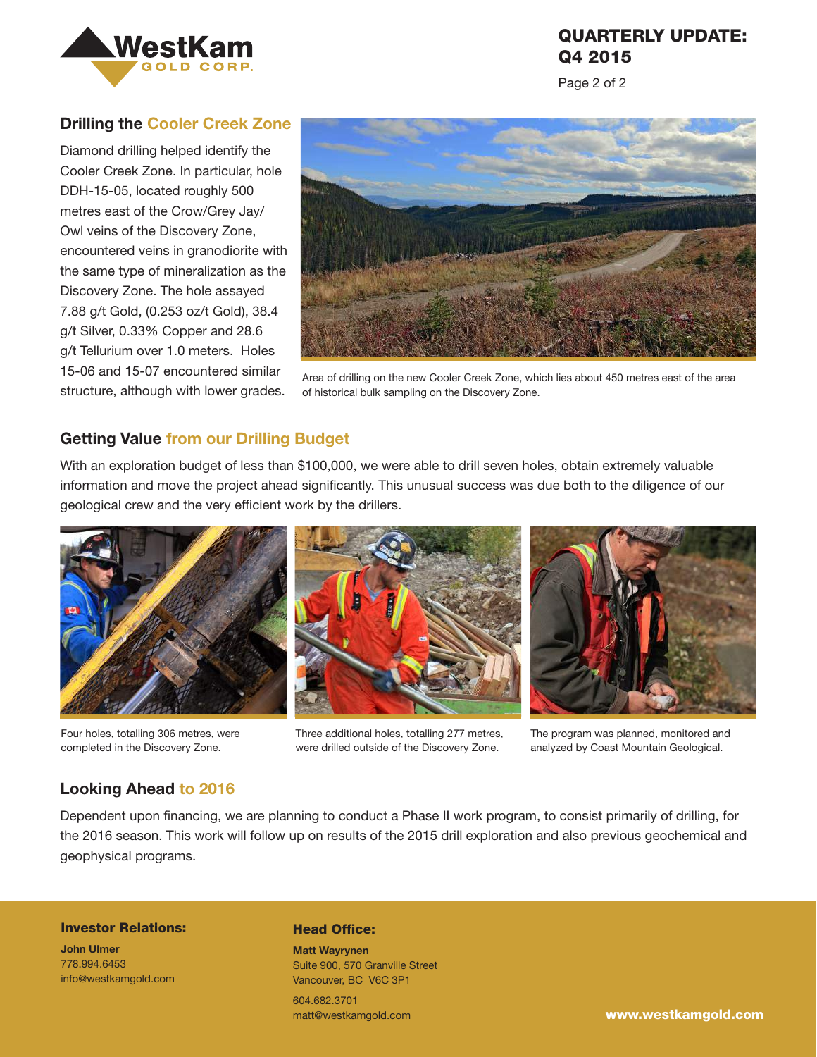## Drilling the Cooler Creek Zone

Diamond drilling helped identify the Cooler Creek Zone. In particular, hole DDH-15-05, located roughly 500 metres east of the Crow/Grey Jay/Owl veins of the Discovery Zone, encountered veins in granodiorite with the same type of mineralization as the Discovery Zone. The hole assayed 7.88 g/t Gold, (0.253 oz/t Gold), 38.4 g/t Silver, 0.33% Copper and 28.6 g/t Tellurium over 1.0 meters. Holes 15-06 and 15-07 encountered similar structure, although with lower grades.

Area of drilling on the new Cooler Creek Zone, which lies about 450 metres east of the area of historical bulk sampling on the Discovery Zone.

## Getting Value from our Drilling Budget

With an exploration budget of less than $100,000, we were able to drill seven holes, obtain extremely valuable information and move the project ahead significantly. This unusual success was due both to the diligence of our geological crew and the very efficient work by the drillers.

Four holes, totalling 306 metres, were completed in the Discovery Zone.

Three additional holes, totalling 277 metres, were drilled outside of the Discovery Zone.

The program was planned, monitored and analyzed by Coast Mountain Geological.

## Looking Ahead to 2016

Dependent upon financing, we are planning to conduct a Phase II work program, to consist primarily of drilling, for the 2016 season. This work will follow up on results of the 2015 drill exploration and also previous geochemical and geophysical programs.

**Investor Relations:**

**John Ulmer**
778.994.6453
info@westkamgold.com

**Head Office:**

**Matt Wayrynen**
Suite 900, 570 Granville Street
Vancouver, BC V6C 3P1

604.682.3701
matt@westkamgold.com

**www.westkamgold.com**